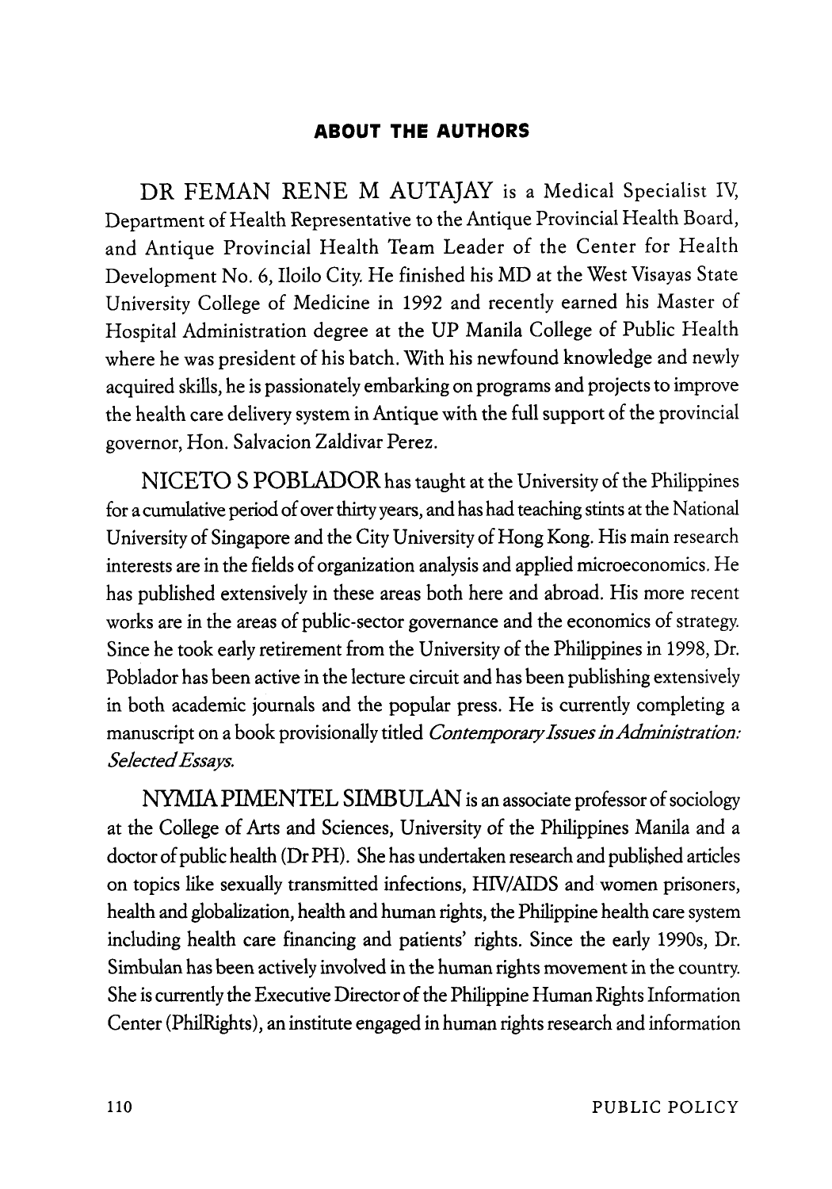## ABOUT THE AUTHORS

DR FEMAN RENE M AUTAJAY is a Medical Specialist IV, Department of Health Representative to the Antique Provincial Health Board, and Antique Provincial Health Team Leader of the Center for Health Development No. 6, Iloilo City. He finished his MD at the West Visayas State University College of Medicine in 1992 and recently earned his Master of Hospital Administration degree at the UP Manila College of Public Health where he was president of his batch. With his newfound knowledge and newly acquired skills, he is passionately embarking on programs and projects to improve the health care delivery system in Antique with the full support of the provincial governor, Hon. Salvacion Zaldivar Perez.

NICETO S POBLADOR has taught at the University of the Philippines for a cumulative period of over thirty years, and has had teaching stints at the National University of Singapore and the City University of Hong Kong. His main research interests are in the fields of organization analysis and applied microeconomics. He has published extensively in these areas both here and abroad. His more recent works are in the areas of public-sector governance and the economics of strategy. Since he took early retirement from the University of the Philippines in 1998, Dr. Poblador has been active in the lecture circuit and has been publishing extensively in both academic journals and the popular press. He is currently completing a manuscript on a book provisionally titled *Contemporary Issues in Administration: Selected Essays.*

NYMIA PIMENTEL SIMBULAN is an associate professor of sociology at the College of Arts and Sciences, University of the Philippines Manila and a doctor of public health (Dr PH). She has undertaken research and published articles on topics like sexually transmitted infections, HIV/AIDS and women prisoners, health and globalization, health and human rights, the Philippine health care system including health care financing and patients' rights. Since the early 1990s, Dr. Simbulan has been actively involved in the human rights movement in the country. She is currently the Executive Director of the Philippine Human Rights Information Center (PhilRights), an institute engaged in human rights research and information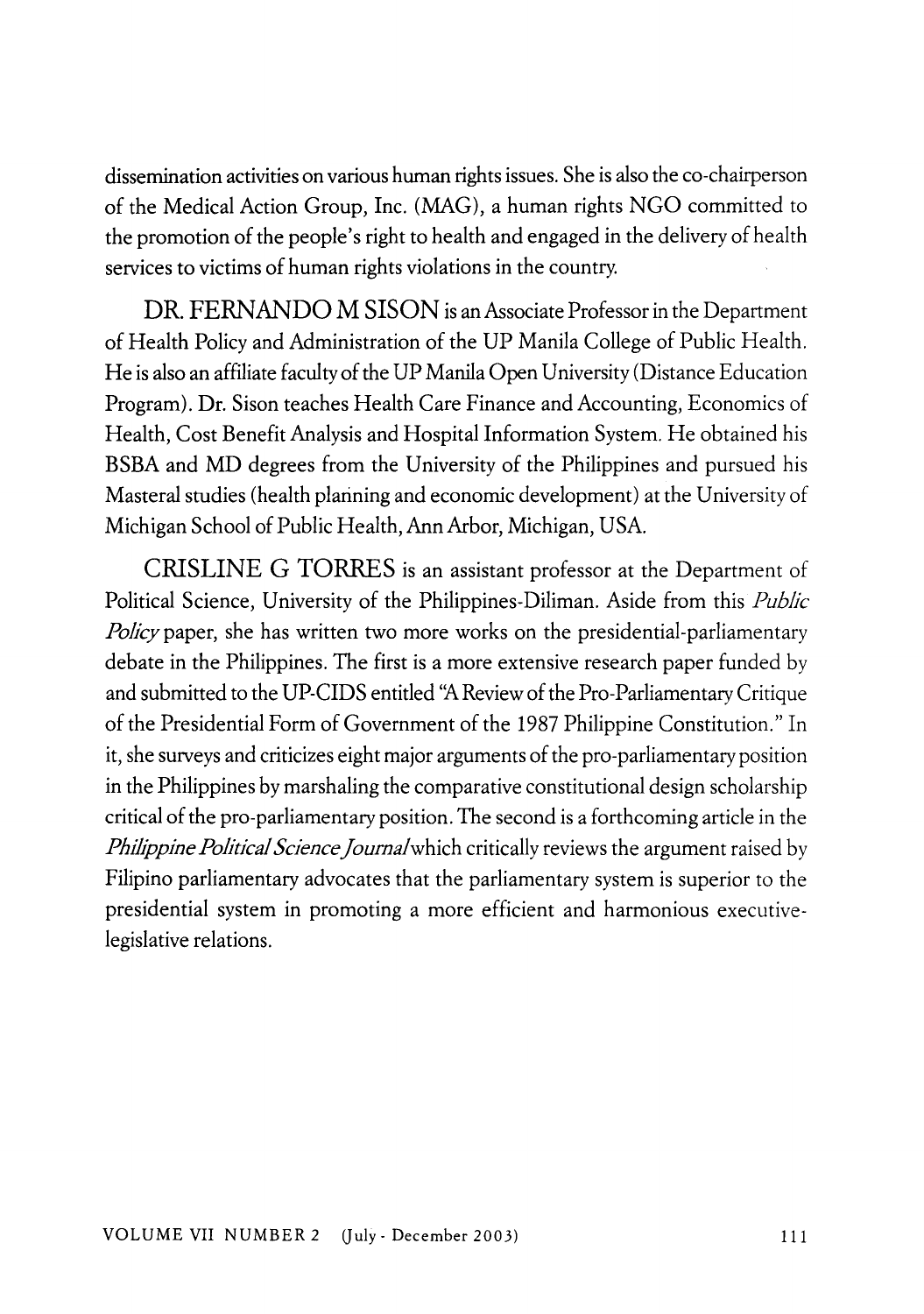dissemination activities on various human rights issues. She is also the co-chairperson of the Medical Action Group, Inc. (MAG), a human rights NGO committed to the promotion of the people's right to health and engaged in the delivery of health services to victims of human rights violations in the country.

DR. FERNANDO M SISON is an Associate Professor in the Department of Health Policy and Administration of the UP Manila College of Public Health. He is also an affiliate faculty of the UP Manila Open University (Distance Education Program). Dr. Sison teaches Health Care Finance and Accounting, Economics of Health, Cost Benefit Analysis and Hospital Information System. He obtained his BSBA and MD degrees from the University of the Philippines and pursued his Masteral studies (health planning and economic development) at the University of Michigan School of Public Health, Ann Arbor, Michigan, USA.

CRISLINE G TORRES is an assistant professor at the Department of Political Science, University of the Philippines-Diliman. Aside from this *Public Policy* paper, she has written two more works on the presidential-parliamentary debate in the Philippines. The first is a more extensive research paper funded by and submitted to the UP-CIDS entitled "A Review of the Pro-Parliamentary Critique of the Presidential Form of Government of the 1987 Philippine Constitution." In it, she surveys and criticizes eight major arguments of the pro-parliamentary position in the Philippines by marshaling the comparative constitutional design scholarship critical of the pro-parliamentary position. The second is a forthcoming article in the *Philippine Political Science Journal* which critically reviews the argument raised by Filipino parliamentary advocates that the parliamentary system is superior to the presidential system in promoting a more efficient and harmonious executive-legislative relations.